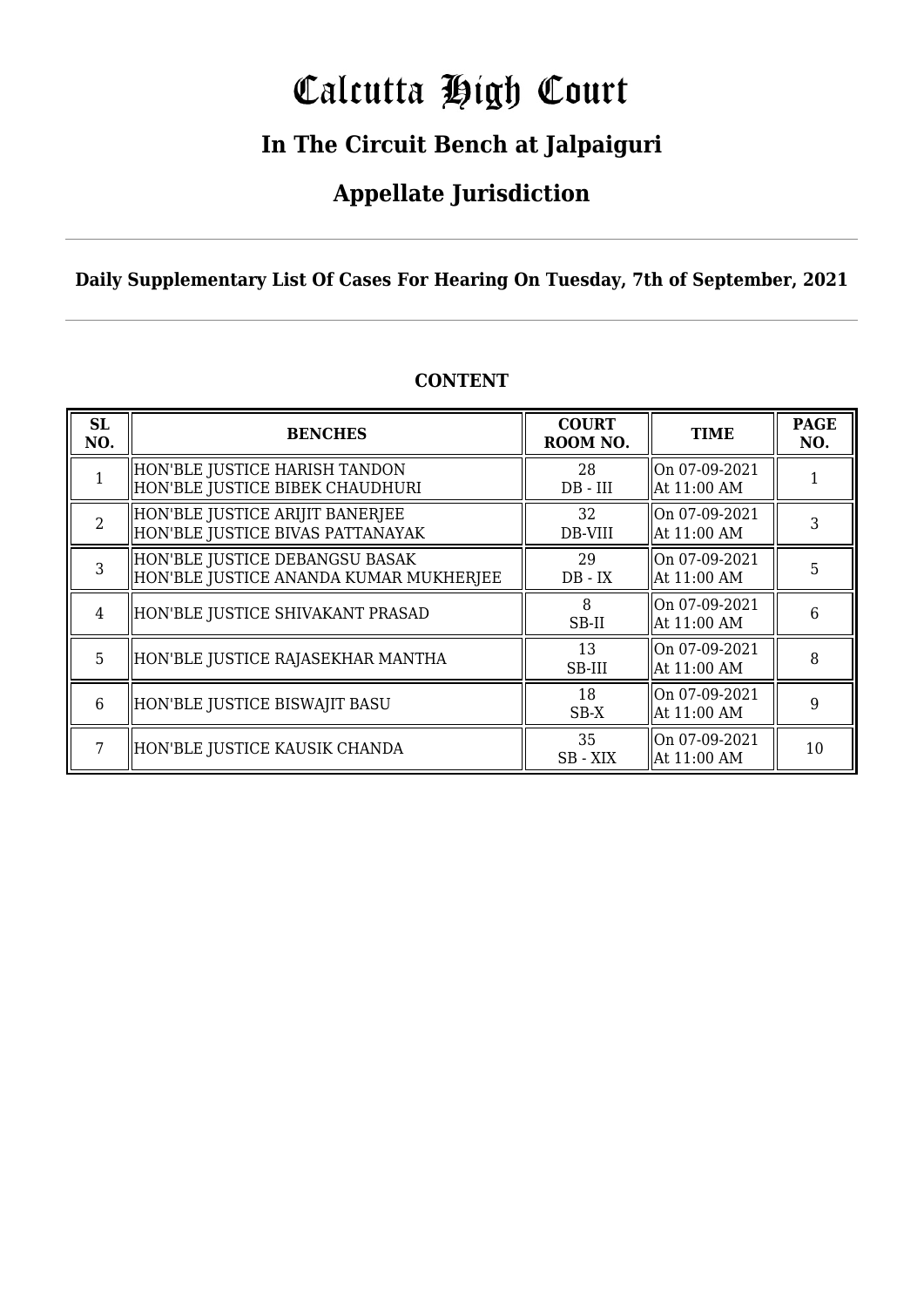# Calcutta High Court

## In The Circuit Bench at Jalpaiguri

## Appellate Jurisdiction

**Daily Supplementary List Of Cases For Hearing On Tuesday, 7th of September, 2021**

**CONTENT**

| SL NO. | BENCHES | COURT ROOM NO. | TIME | PAGE NO. |
|---|---|---|---|---|
| 1 | HON'BLE JUSTICE HARISH TANDON<br>HON'BLE JUSTICE BIBEK CHAUDHURI | 28<br>DB - III | On 07-09-2021<br>At 11:00 AM | 1 |
| 2 | HON'BLE JUSTICE ARIJIT BANERJEE<br>HON'BLE JUSTICE BIVAS PATTANAYAK | 32<br>DB-VIII | On 07-09-2021<br>At 11:00 AM | 3 |
| 3 | HON'BLE JUSTICE DEBANGSU BASAK<br>HON'BLE JUSTICE ANANDA KUMAR MUKHERJEE | 29<br>DB - IX | On 07-09-2021<br>At 11:00 AM | 5 |
| 4 | HON'BLE JUSTICE SHIVAKANT PRASAD | 8<br>SB-II | On 07-09-2021<br>At 11:00 AM | 6 |
| 5 | HON'BLE JUSTICE RAJASEKHAR MANTHA | 13<br>SB-III | On 07-09-2021<br>At 11:00 AM | 8 |
| 6 | HON'BLE JUSTICE BISWAJIT BASU | 18<br>SB-X | On 07-09-2021<br>At 11:00 AM | 9 |
| 7 | HON'BLE JUSTICE KAUSIK CHANDA | 35<br>SB - XIX | On 07-09-2021<br>At 11:00 AM | 10 |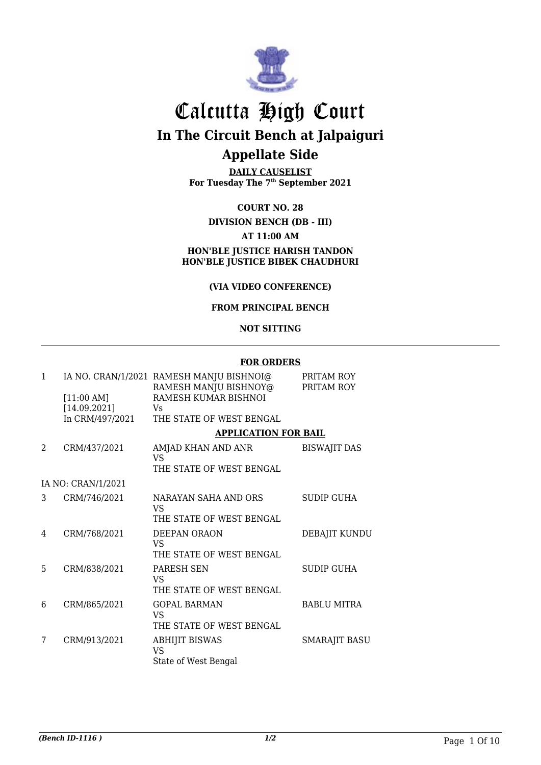# Calcutta High Court

## In The Circuit Bench at Jalpaiguri

## Appellate Side

**DAILY CAUSELIST**
**For Tuesday The 7th September 2021**

**COURT NO. 28**

**DIVISION BENCH (DB - III)**

**AT 11:00 AM**

**HON'BLE JUSTICE HARISH TANDON**
**HON'BLE JUSTICE BIBEK CHAUDHURI**

**(VIA VIDEO CONFERENCE)**

**FROM PRINCIPAL BENCH**

**NOT SITTING**

**FOR ORDERS**

| | | | |
|---|---|---|---|
| 1 | IA NO. CRAN/1/2021<br>[11:00 AM]<br>[14.09.2021]<br>In CRM/497/2021 | RAMESH MANJU BISHNOI@ RAMESH MANJU BISHNOY@ RAMESH KUMAR BISHNOI<br>Vs<br>THE STATE OF WEST BENGAL | PRITAM ROY<br>PRITAM ROY |

**APPLICATION FOR BAIL**

| | | | |
|---|---|---|---|
| 2 | CRM/437/2021 | AMJAD KHAN AND ANR<br>VS<br>THE STATE OF WEST BENGAL | BISWAJIT DAS |
| | IA NO: CRAN/1/2021 | | |
| 3 | CRM/746/2021 | NARAYAN SAHA AND ORS<br>VS<br>THE STATE OF WEST BENGAL | SUDIP GUHA |
| 4 | CRM/768/2021 | DEEPAN ORAON<br>VS<br>THE STATE OF WEST BENGAL | DEBAJIT KUNDU |
| 5 | CRM/838/2021 | PARESH SEN<br>VS<br>THE STATE OF WEST BENGAL | SUDIP GUHA |
| 6 | CRM/865/2021 | GOPAL BARMAN<br>VS<br>THE STATE OF WEST BENGAL | BABLU MITRA |
| 7 | CRM/913/2021 | ABHIJIT BISWAS<br>VS<br>State of West Bengal | SMARAJIT BASU |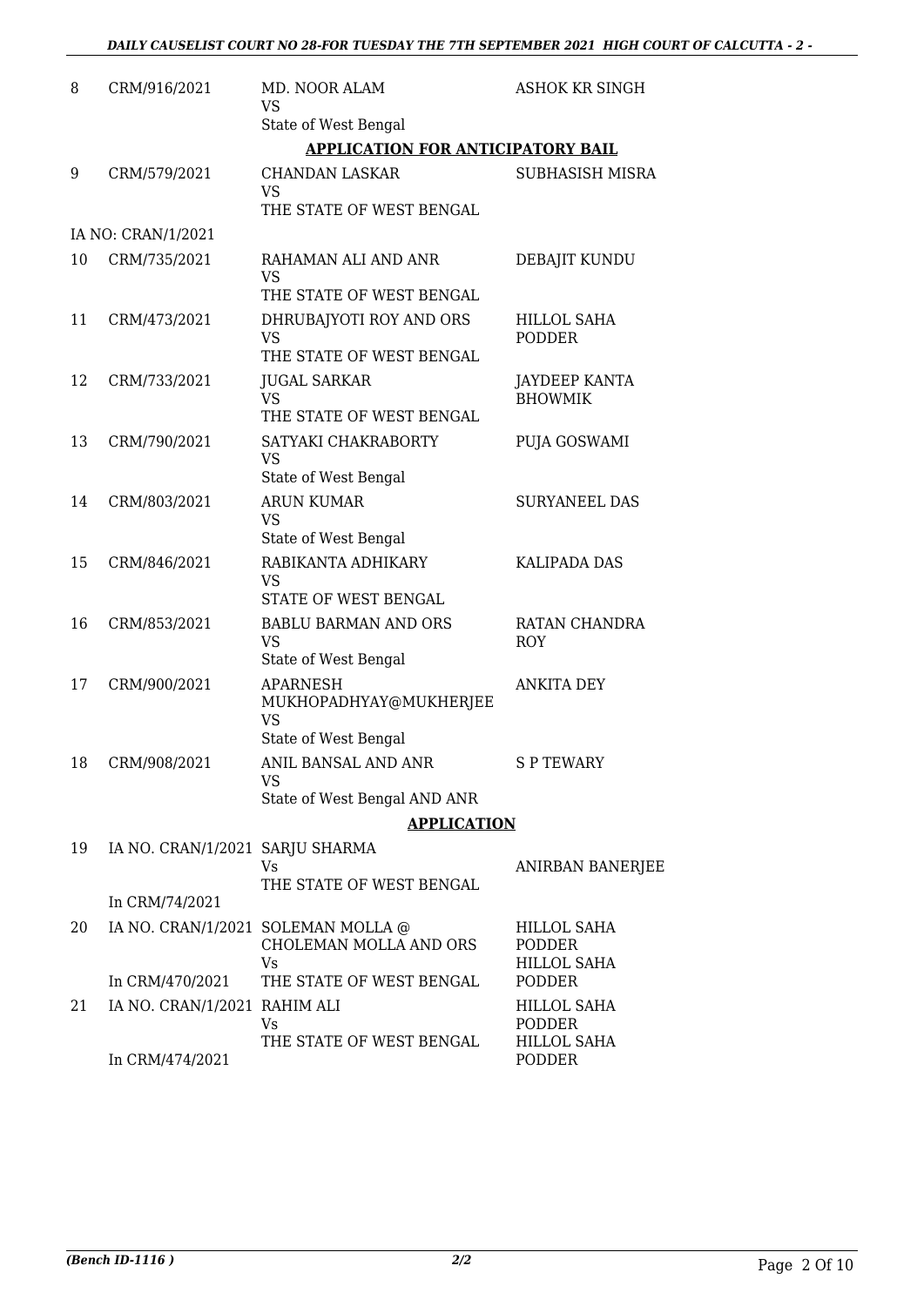| | | | |
|---|---|---|---|
| 8 | CRM/916/2021 | MD. NOOR ALAM<br>VS<br>State of West Bengal | ASHOK KR SINGH |

**APPLICATION FOR ANTICIPATORY BAIL**

| | | | |
|---|---|---|---|
| 9 | CRM/579/2021 | CHANDAN LASKAR<br>VS<br>THE STATE OF WEST BENGAL | SUBHASISH MISRA |
| | IA NO: CRAN/1/2021 | | |
| 10 | CRM/735/2021 | RAHAMAN ALI AND ANR<br>VS<br>THE STATE OF WEST BENGAL | DEBAJIT KUNDU |
| 11 | CRM/473/2021 | DHRUBAJYOTI ROY AND ORS<br>VS<br>THE STATE OF WEST BENGAL | HILLOL SAHA PODDER |
| 12 | CRM/733/2021 | JUGAL SARKAR<br>VS<br>THE STATE OF WEST BENGAL | JAYDEEP KANTA BHOWMIK |
| 13 | CRM/790/2021 | SATYAKI CHAKRABORTY<br>VS<br>State of West Bengal | PUJA GOSWAMI |
| 14 | CRM/803/2021 | ARUN KUMAR<br>VS<br>State of West Bengal | SURYANEEL DAS |
| 15 | CRM/846/2021 | RABIKANTA ADHIKARY<br>VS<br>STATE OF WEST BENGAL | KALIPADA DAS |
| 16 | CRM/853/2021 | BABLU BARMAN AND ORS<br>VS<br>State of West Bengal | RATAN CHANDRA ROY |
| 17 | CRM/900/2021 | APARNESH MUKHOPADHYAY@MUKHERJEE<br>VS<br>State of West Bengal | ANKITA DEY |
| 18 | CRM/908/2021 | ANIL BANSAL AND ANR<br>VS<br>State of West Bengal AND ANR | S P TEWARY |

**APPLICATION**

| | | | |
|---|---|---|---|
| 19 | IA NO. CRAN/1/2021<br>In CRM/74/2021 | SARJU SHARMA<br>Vs<br>THE STATE OF WEST BENGAL | ANIRBAN BANERJEE |
| 20 | IA NO. CRAN/1/2021<br>In CRM/470/2021 | SOLEMAN MOLLA @ CHOLEMAN MOLLA AND ORS<br>Vs<br>THE STATE OF WEST BENGAL | HILLOL SAHA PODDER<br>HILLOL SAHA PODDER |
| 21 | IA NO. CRAN/1/2021<br>In CRM/474/2021 | RAHIM ALI<br>Vs<br>THE STATE OF WEST BENGAL | HILLOL SAHA PODDER<br>HILLOL SAHA PODDER |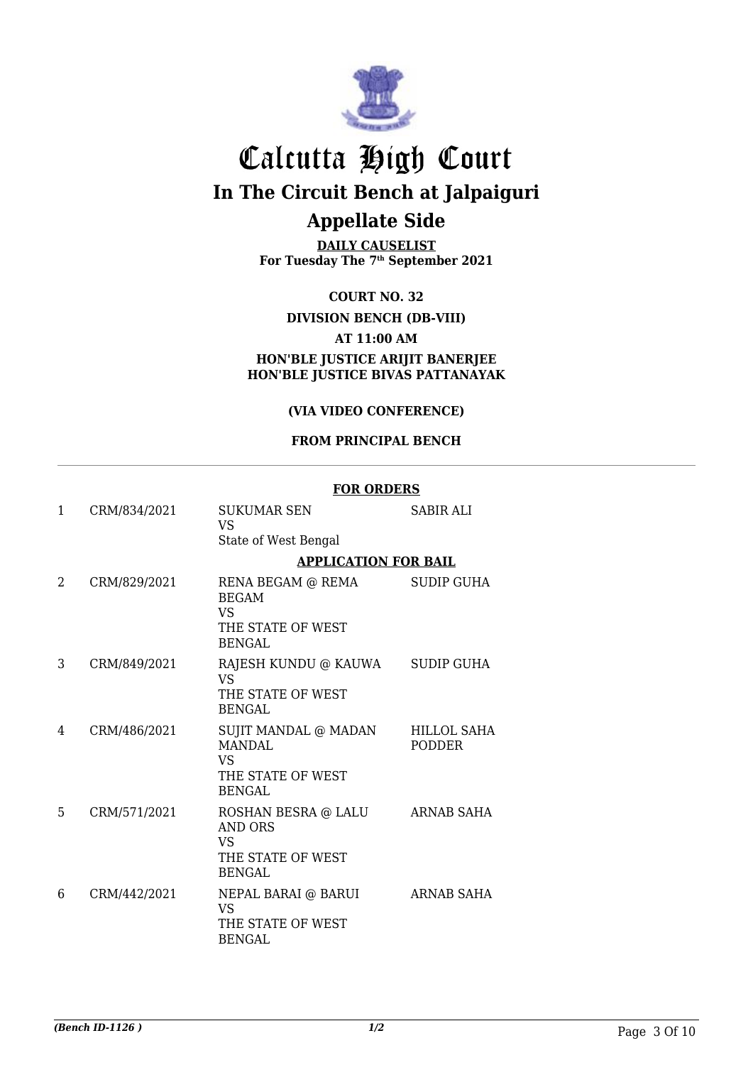# Calcutta High Court

## In The Circuit Bench at Jalpaiguri

## Appellate Side

**DAILY CAUSELIST**
**For Tuesday The 7th September 2021**

**COURT NO. 32**

**DIVISION BENCH (DB-VIII)**

**AT 11:00 AM**

**HON'BLE JUSTICE ARIJIT BANERJEE**
**HON'BLE JUSTICE BIVAS PATTANAYAK**

**(VIA VIDEO CONFERENCE)**

**FROM PRINCIPAL BENCH**

**FOR ORDERS**

| | | | |
|---|---|---|---|
| 1 | CRM/834/2021 | SUKUMAR SEN<br>VS<br>State of West Bengal | SABIR ALI |

**APPLICATION FOR BAIL**

| | | | |
|---|---|---|---|
| 2 | CRM/829/2021 | RENA BEGAM @ REMA BEGAM<br>VS<br>THE STATE OF WEST BENGAL | SUDIP GUHA |
| 3 | CRM/849/2021 | RAJESH KUNDU @ KAUWA<br>VS<br>THE STATE OF WEST BENGAL | SUDIP GUHA |
| 4 | CRM/486/2021 | SUJIT MANDAL @ MADAN MANDAL<br>VS<br>THE STATE OF WEST BENGAL | HILLOL SAHA PODDER |
| 5 | CRM/571/2021 | ROSHAN BESRA @ LALU AND ORS<br>VS<br>THE STATE OF WEST BENGAL | ARNAB SAHA |
| 6 | CRM/442/2021 | NEPAL BARAI @ BARUI<br>VS<br>THE STATE OF WEST BENGAL | ARNAB SAHA |

*(Bench ID-1126 )* 1/2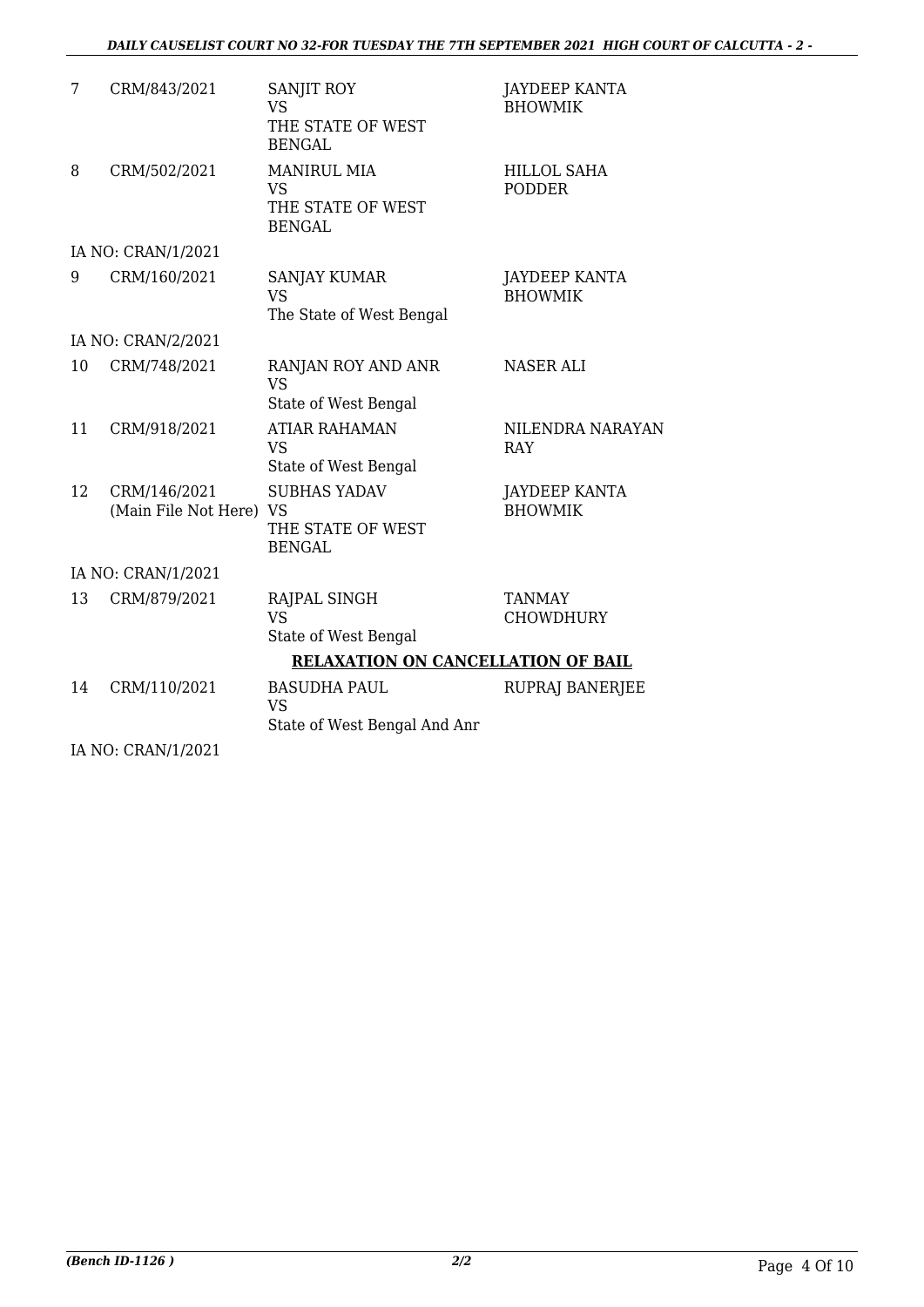| | | | |
|---|---|---|---|
| 7 | CRM/843/2021 | SANJIT ROY<br>VS<br>THE STATE OF WEST BENGAL | JAYDEEP KANTA BHOWMIK |
| 8 | CRM/502/2021 | MANIRUL MIA<br>VS<br>THE STATE OF WEST BENGAL | HILLOL SAHA PODDER |
| | IA NO: CRAN/1/2021 | | |
| 9 | CRM/160/2021 | SANJAY KUMAR<br>VS<br>The State of West Bengal | JAYDEEP KANTA BHOWMIK |
| | IA NO: CRAN/2/2021 | | |
| 10 | CRM/748/2021 | RANJAN ROY AND ANR<br>VS<br>State of West Bengal | NASER ALI |
| 11 | CRM/918/2021 | ATIAR RAHAMAN<br>VS<br>State of West Bengal | NILENDRA NARAYAN RAY |
| 12 | CRM/146/2021<br>(Main File Not Here) | SUBHAS YADAV<br>VS<br>THE STATE OF WEST BENGAL | JAYDEEP KANTA BHOWMIK |
| | IA NO: CRAN/1/2021 | | |
| 13 | CRM/879/2021 | RAJPAL SINGH<br>VS<br>State of West Bengal | TANMAY CHOWDHURY |

**RELAXATION ON CANCELLATION OF BAIL**

| | | | |
|---|---|---|---|
| 14 | CRM/110/2021 | BASUDHA PAUL<br>VS<br>State of West Bengal And Anr | RUPRAJ BANERJEE |
| | IA NO: CRAN/1/2021 | | |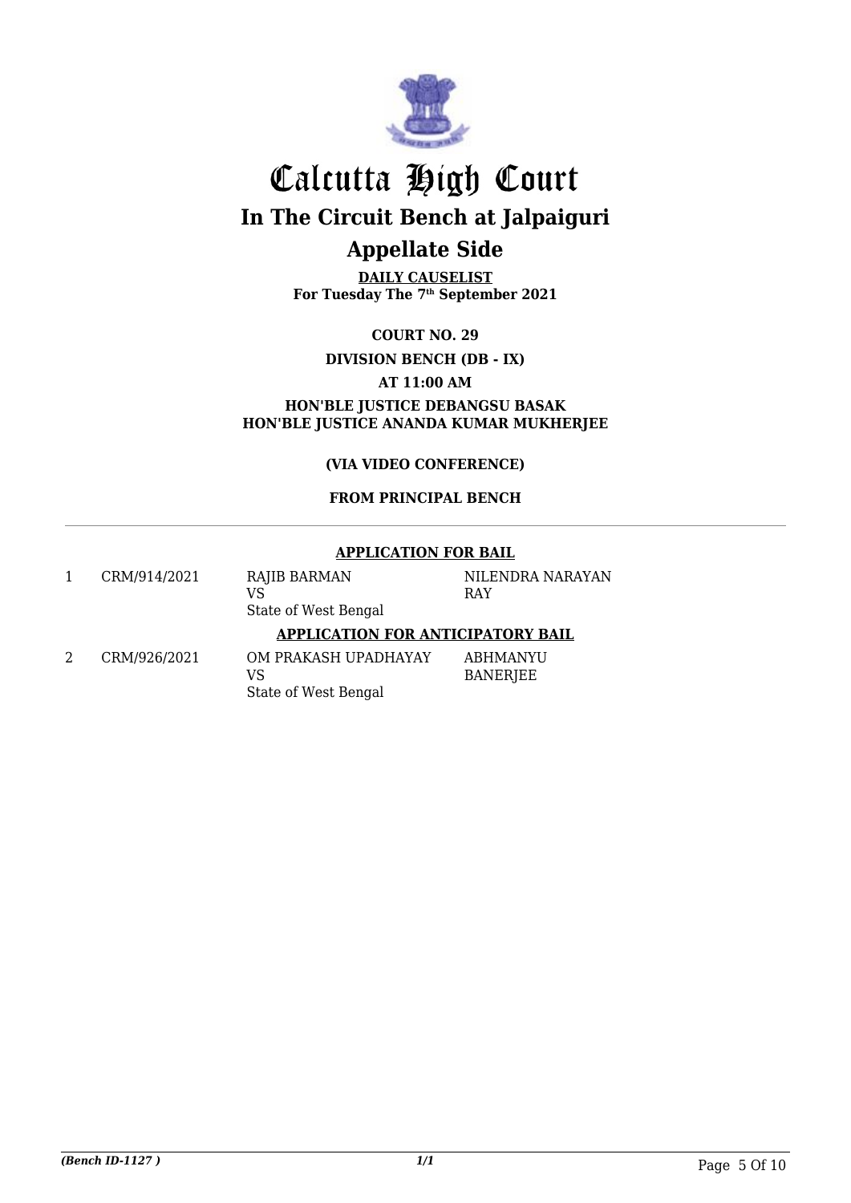# Calcutta High Court

## In The Circuit Bench at Jalpaiguri

## Appellate Side

**DAILY CAUSELIST**
**For Tuesday The 7th September 2021**

**COURT NO. 29**

**DIVISION BENCH (DB - IX)**

**AT 11:00 AM**

**HON'BLE JUSTICE DEBANGSU BASAK**
**HON'BLE JUSTICE ANANDA KUMAR MUKHERJEE**

**(VIA VIDEO CONFERENCE)**

**FROM PRINCIPAL BENCH**

---

**APPLICATION FOR BAIL**

| | | | |
|---|---|---|---|
| 1 | CRM/914/2021 | RAJIB BARMAN<br>VS<br>State of West Bengal | NILENDRA NARAYAN RAY |

**APPLICATION FOR ANTICIPATORY BAIL**

| | | | |
|---|---|---|---|
| 2 | CRM/926/2021 | OM PRAKASH UPADHAYAY<br>VS<br>State of West Bengal | ABHMANYU BANERJEE |

*(Bench ID-1127 )* 1/1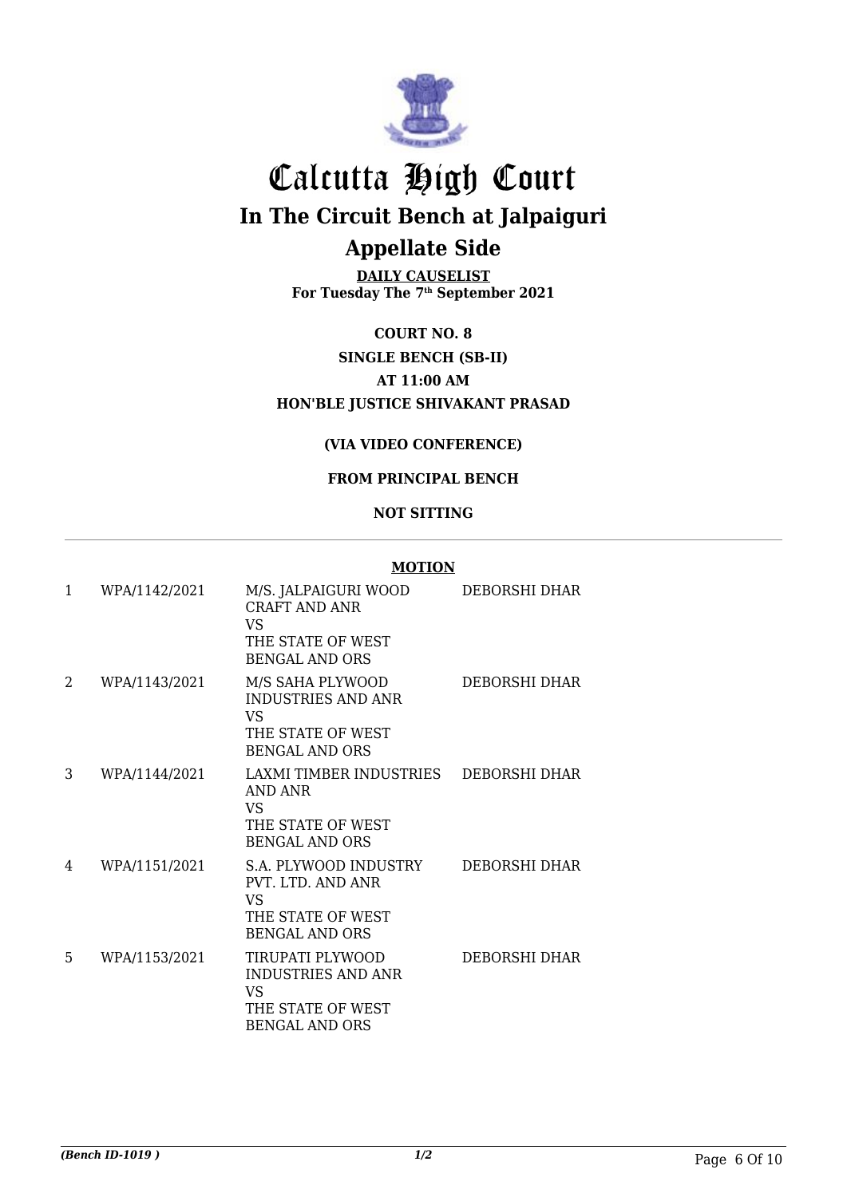# Calcutta High Court

## In The Circuit Bench at Jalpaiguri

## Appellate Side

**DAILY CAUSELIST**
**For Tuesday The 7th September 2021**

**COURT NO. 8**

**SINGLE BENCH (SB-II)**

**AT 11:00 AM**

**HON'BLE JUSTICE SHIVAKANT PRASAD**

**(VIA VIDEO CONFERENCE)**

**FROM PRINCIPAL BENCH**

**NOT SITTING**

**MOTION**

| | | | |
|---|---|---|---|
| 1 | WPA/1142/2021 | M/S. JALPAIGURI WOOD CRAFT AND ANR VS THE STATE OF WEST BENGAL AND ORS | DEBORSHI DHAR |
| 2 | WPA/1143/2021 | M/S SAHA PLYWOOD INDUSTRIES AND ANR VS THE STATE OF WEST BENGAL AND ORS | DEBORSHI DHAR |
| 3 | WPA/1144/2021 | LAXMI TIMBER INDUSTRIES AND ANR VS THE STATE OF WEST BENGAL AND ORS | DEBORSHI DHAR |
| 4 | WPA/1151/2021 | S.A. PLYWOOD INDUSTRY PVT. LTD. AND ANR VS THE STATE OF WEST BENGAL AND ORS | DEBORSHI DHAR |
| 5 | WPA/1153/2021 | TIRUPATI PLYWOOD INDUSTRIES AND ANR VS THE STATE OF WEST BENGAL AND ORS | DEBORSHI DHAR |

*(Bench ID-1019 )* 1/2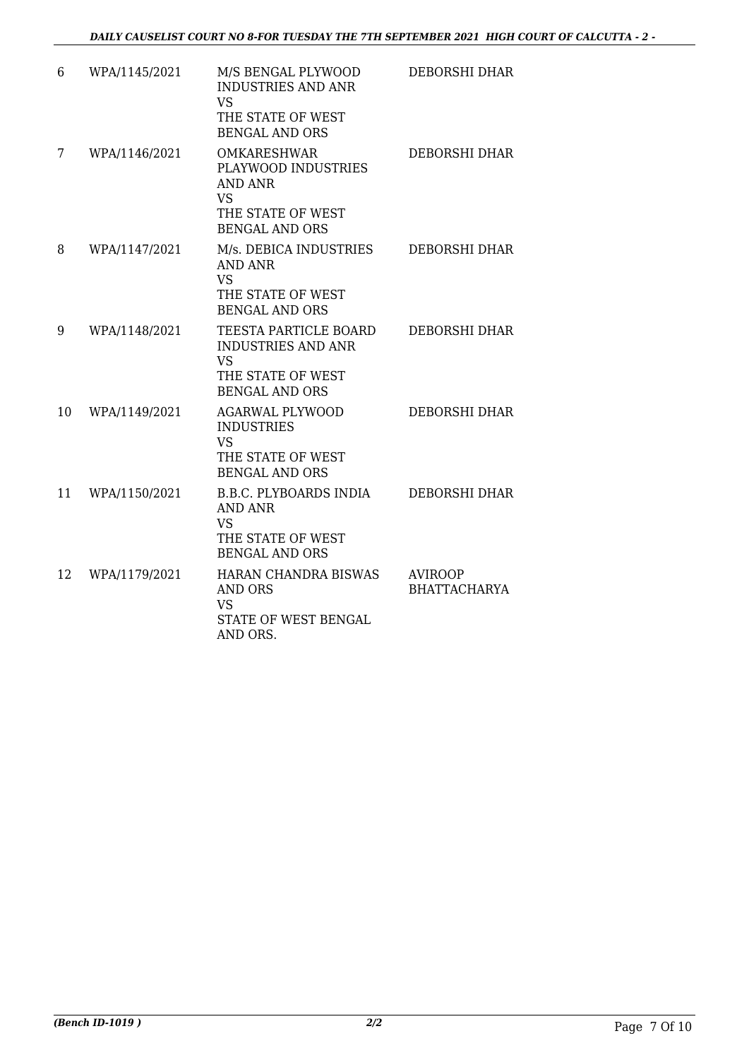| | | | |
|---|---|---|---|
| 6 | WPA/1145/2021 | M/S BENGAL PLYWOOD INDUSTRIES AND ANR VS THE STATE OF WEST BENGAL AND ORS | DEBORSHI DHAR |
| 7 | WPA/1146/2021 | OMKARESHWAR PLAYWOOD INDUSTRIES AND ANR VS THE STATE OF WEST BENGAL AND ORS | DEBORSHI DHAR |
| 8 | WPA/1147/2021 | M/s. DEBICA INDUSTRIES AND ANR VS THE STATE OF WEST BENGAL AND ORS | DEBORSHI DHAR |
| 9 | WPA/1148/2021 | TEESTA PARTICLE BOARD INDUSTRIES AND ANR VS THE STATE OF WEST BENGAL AND ORS | DEBORSHI DHAR |
| 10 | WPA/1149/2021 | AGARWAL PLYWOOD INDUSTRIES VS THE STATE OF WEST BENGAL AND ORS | DEBORSHI DHAR |
| 11 | WPA/1150/2021 | B.B.C. PLYBOARDS INDIA AND ANR VS THE STATE OF WEST BENGAL AND ORS | DEBORSHI DHAR |
| 12 | WPA/1179/2021 | HARAN CHANDRA BISWAS AND ORS VS STATE OF WEST BENGAL AND ORS. | AVIROOP BHATTACHARYA |

*(Bench ID-1019 )* 2/2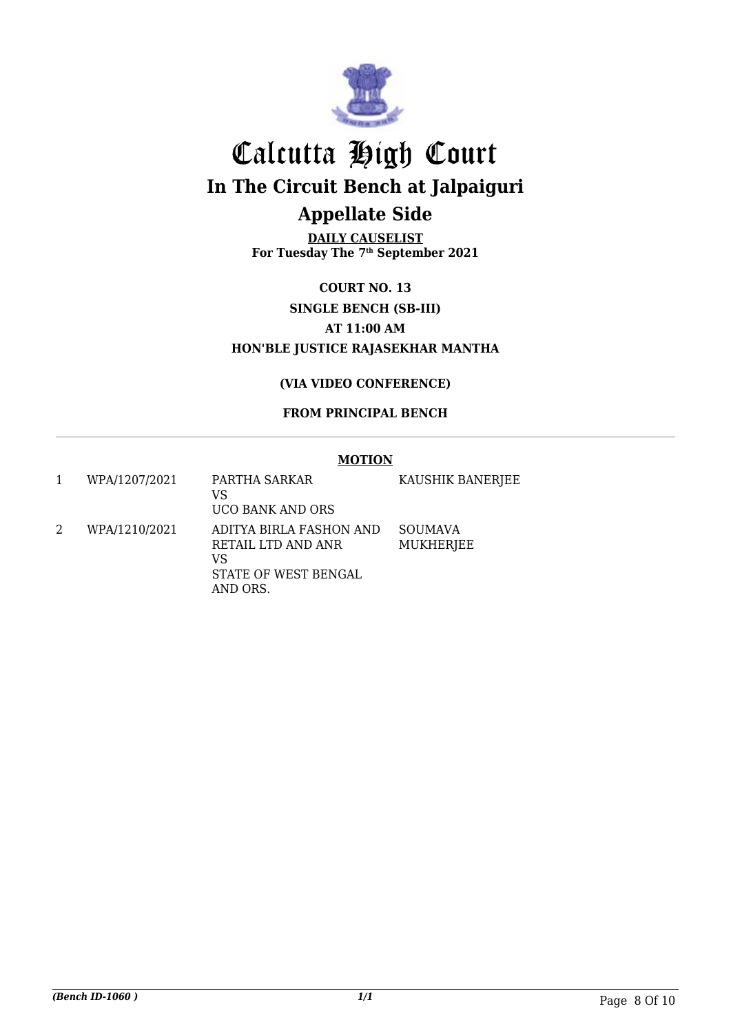# Calcutta High Court

## In The Circuit Bench at Jalpaiguri

## Appellate Side

**DAILY CAUSELIST**
**For Tuesday The 7th September 2021**

**COURT NO. 13**

**SINGLE BENCH (SB-III)**

**AT 11:00 AM**

**HON'BLE JUSTICE RAJASEKHAR MANTHA**

**(VIA VIDEO CONFERENCE)**

**FROM PRINCIPAL BENCH**

**MOTION**

| | | | |
|---|---|---|---|
| 1 | WPA/1207/2021 | PARTHA SARKAR<br>VS<br>UCO BANK AND ORS | KAUSHIK BANERJEE |
| 2 | WPA/1210/2021 | ADITYA BIRLA FASHON AND RETAIL LTD AND ANR<br>VS<br>STATE OF WEST BENGAL AND ORS. | SOUMAVA MUKHERJEE |

*(Bench ID-1060 )* *1/1*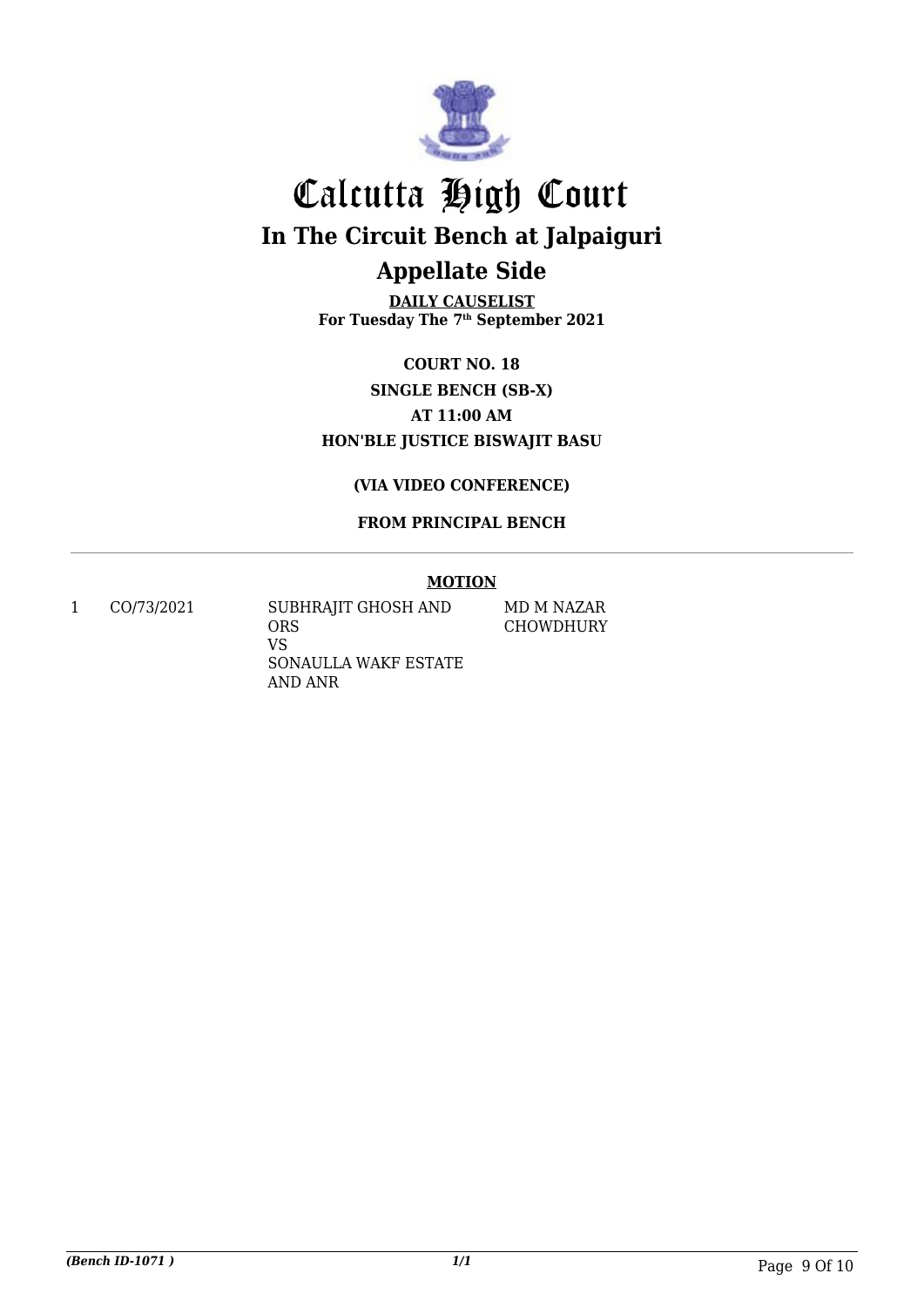# Calcutta High Court

## In The Circuit Bench at Jalpaiguri

## Appellate Side

**DAILY CAUSELIST**
**For Tuesday The 7th September 2021**

**COURT NO. 18**
**SINGLE BENCH (SB-X)**
**AT 11:00 AM**
**HON'BLE JUSTICE BISWAJIT BASU**

**(VIA VIDEO CONFERENCE)**

**FROM PRINCIPAL BENCH**

---

**MOTION**

| | | | |
|---|---|---|---|
| 1 | CO/73/2021 | SUBHRAJIT GHOSH AND ORS VS SONAULLA WAKF ESTATE AND ANR | MD M NAZAR CHOWDHURY |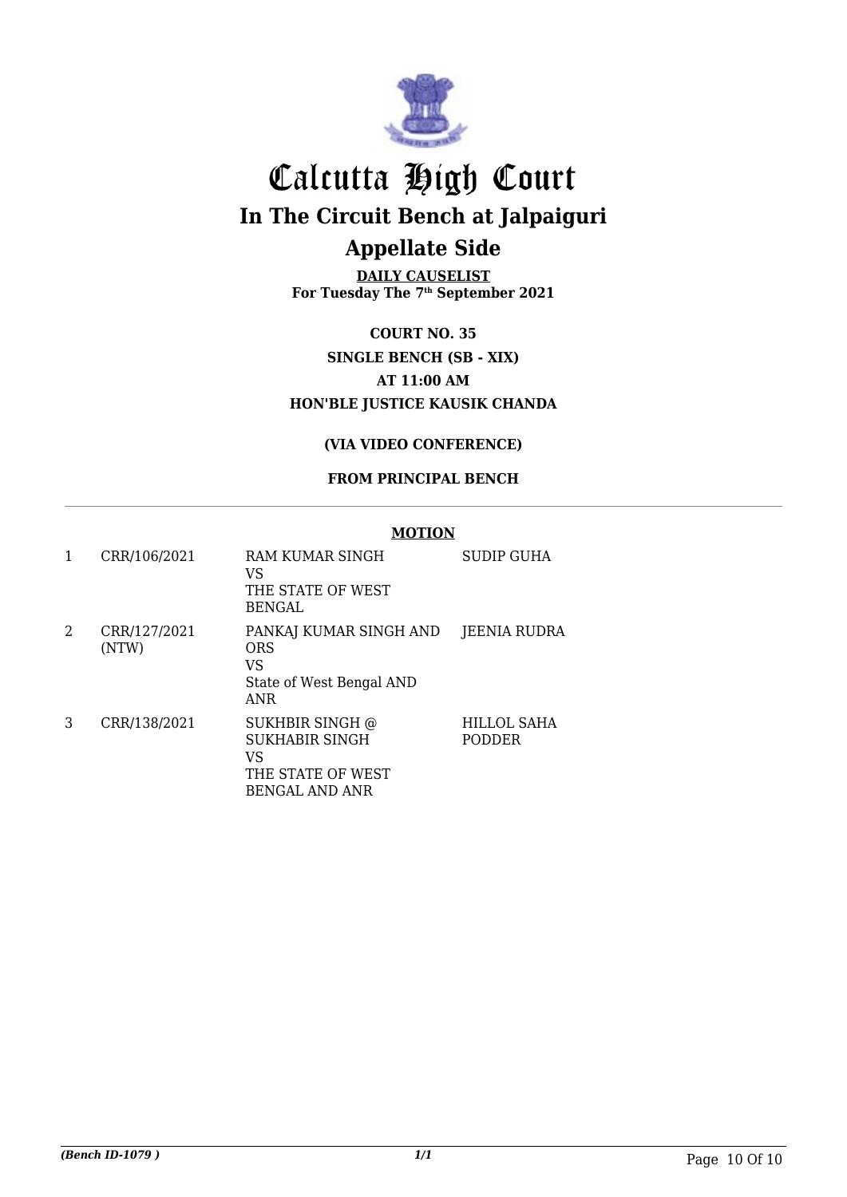# Calcutta High Court

## In The Circuit Bench at Jalpaiguri

## Appellate Side

**DAILY CAUSELIST**
**For Tuesday The 7th September 2021**

**COURT NO. 35**
**SINGLE BENCH (SB - XIX)**
**AT 11:00 AM**
**HON'BLE JUSTICE KAUSIK CHANDA**

**(VIA VIDEO CONFERENCE)**

**FROM PRINCIPAL BENCH**

**MOTION**

| | | | |
|---|---|---|---|
| 1 | CRR/106/2021 | RAM KUMAR SINGH VS THE STATE OF WEST BENGAL | SUDIP GUHA |
| 2 | CRR/127/2021 (NTW) | PANKAJ KUMAR SINGH AND ORS VS State of West Bengal AND ANR | JEENIA RUDRA |
| 3 | CRR/138/2021 | SUKHBIR SINGH @ SUKHABIR SINGH VS THE STATE OF WEST BENGAL AND ANR | HILLOL SAHA PODDER |

*(Bench ID-1079 )*